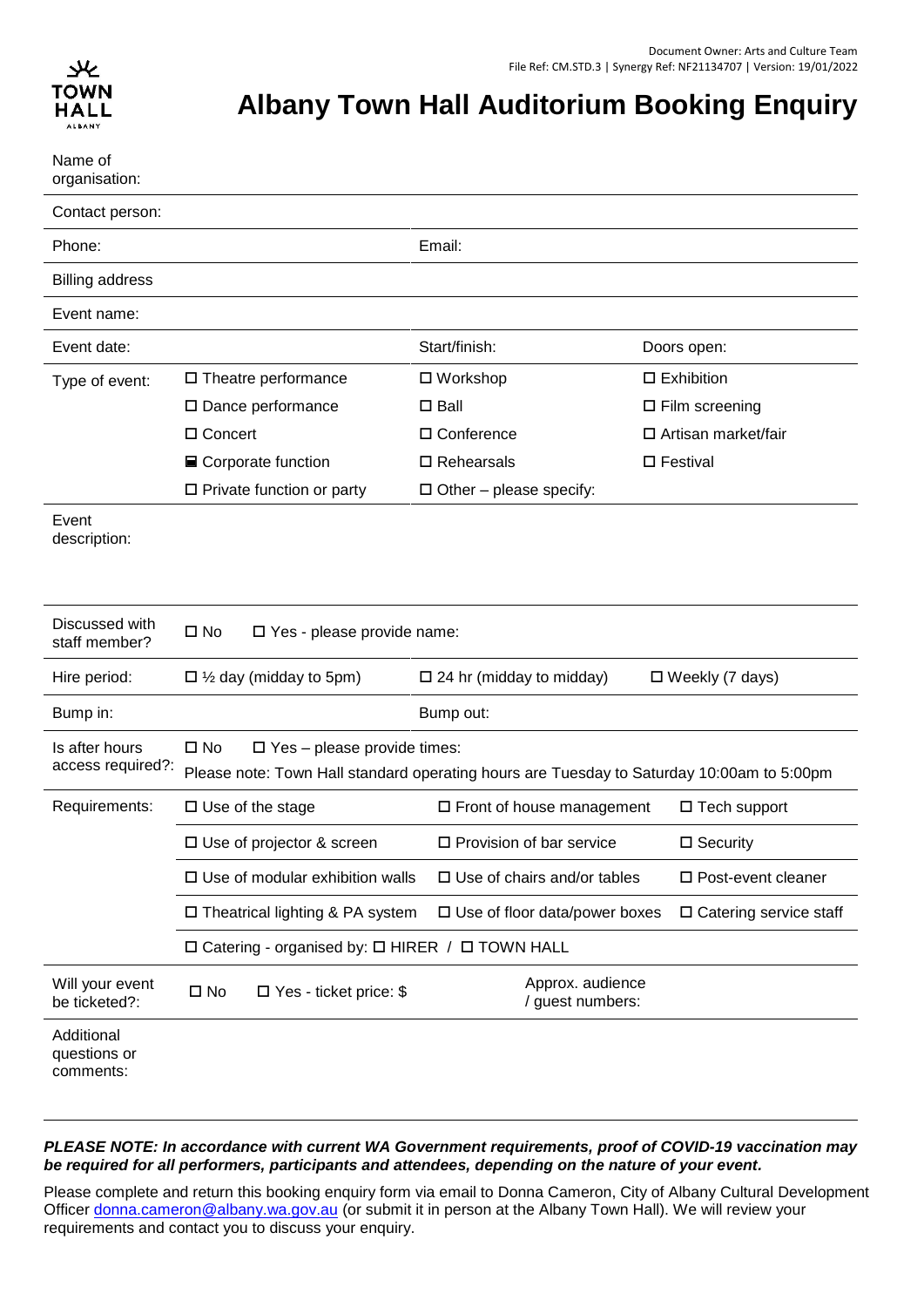Document Owner: Arts and Culture Team
File Ref: CM.STD.3 | Synergy Ref: NF21134707 | Version: 19/01/2022

# Albany Town Hall Auditorium Booking Enquiry

| | | | |
|---|---|---|---|
| Name of organisation: | | | |
| Contact person: | | | |
| Phone: | | Email: | |
| Billing address | | | |
| Event name: | | | |
| Event date: | | Start/finish: | Doors open: |
| Type of event: | ☐ Theatre performance | ☐ Workshop | ☐ Exhibition |
| | ☐ Dance performance | ☐ Ball | ☐ Film screening |
| | ☐ Concert | ☐ Conference | ☐ Artisan market/fair |
| | ☐ Corporate function | ☐ Rehearsals | ☐ Festival |
| | ☐ Private function or party | ☐ Other – please specify: | |
| Event description: | | | |
| Discussed with staff member? | ☐ No ☐ Yes - please provide name: | | |
| Hire period: | ☐ ½ day (midday to 5pm) | ☐ 24 hr (midday to midday) | ☐ Weekly (7 days) |
| Bump in: | | Bump out: | |
| Is after hours access required?: | ☐ No ☐ Yes – please provide times: <br> Please note: Town Hall standard operating hours are Tuesday to Saturday 10:00am to 5:00pm | | |
| Requirements: | ☐ Use of the stage | ☐ Front of house management | ☐ Tech support |
| | ☐ Use of projector & screen | ☐ Provision of bar service | ☐ Security |
| | ☐ Use of modular exhibition walls | ☐ Use of chairs and/or tables | ☐ Post-event cleaner |
| | ☐ Theatrical lighting & PA system | ☐ Use of floor data/power boxes | ☐ Catering service staff |
| | ☐ Catering - organised by: ☐ HIRER / ☐ TOWN HALL | | |
| Will your event be ticketed?: | ☐ No ☐ Yes - ticket price: $ | Approx. audience / guest numbers: | |
| Additional questions or comments: | | | |

***PLEASE NOTE: In accordance with current WA Government requirements, proof of COVID-19 vaccination may be required for all performers, participants and attendees, depending on the nature of your event.***

Please complete and return this booking enquiry form via email to Donna Cameron, City of Albany Cultural Development Officer donna.cameron@albany.wa.gov.au (or submit it in person at the Albany Town Hall). We will review your requirements and contact you to discuss your enquiry.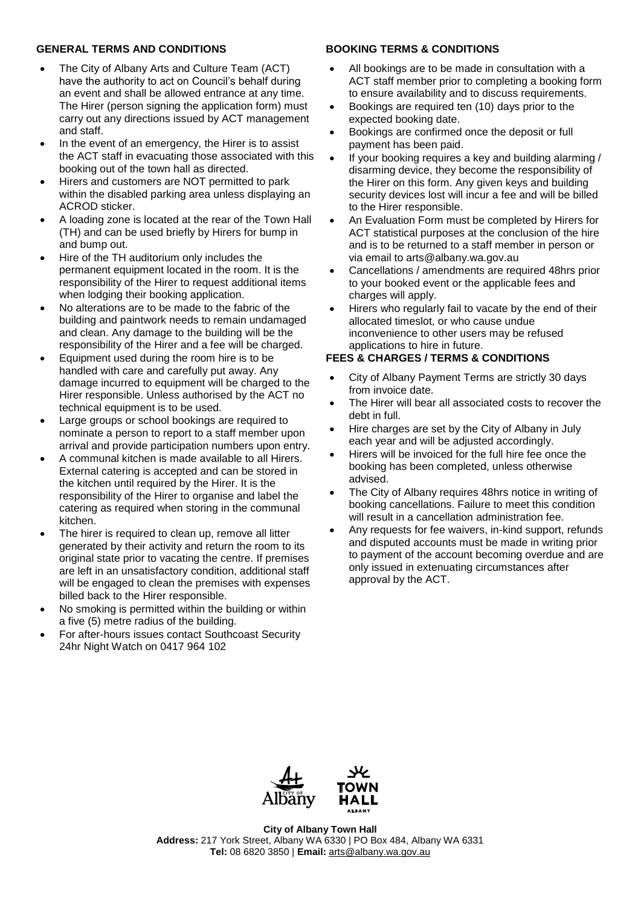## GENERAL TERMS AND CONDITIONS

- The City of Albany Arts and Culture Team (ACT) have the authority to act on Council's behalf during an event and shall be allowed entrance at any time. The Hirer (person signing the application form) must carry out any directions issued by ACT management and staff.
- In the event of an emergency, the Hirer is to assist the ACT staff in evacuating those associated with this booking out of the town hall as directed.
- Hirers and customers are NOT permitted to park within the disabled parking area unless displaying an ACROD sticker.
- A loading zone is located at the rear of the Town Hall (TH) and can be used briefly by Hirers for bump in and bump out.
- Hire of the TH auditorium only includes the permanent equipment located in the room. It is the responsibility of the Hirer to request additional items when lodging their booking application.
- No alterations are to be made to the fabric of the building and paintwork needs to remain undamaged and clean. Any damage to the building will be the responsibility of the Hirer and a fee will be charged.
- Equipment used during the room hire is to be handled with care and carefully put away. Any damage incurred to equipment will be charged to the Hirer responsible. Unless authorised by the ACT no technical equipment is to be used.
- Large groups or school bookings are required to nominate a person to report to a staff member upon arrival and provide participation numbers upon entry.
- A communal kitchen is made available to all Hirers. External catering is accepted and can be stored in the kitchen until required by the Hirer. It is the responsibility of the Hirer to organise and label the catering as required when storing in the communal kitchen.
- The hirer is required to clean up, remove all litter generated by their activity and return the room to its original state prior to vacating the centre. If premises are left in an unsatisfactory condition, additional staff will be engaged to clean the premises with expenses billed back to the Hirer responsible.
- No smoking is permitted within the building or within a five (5) metre radius of the building.
- For after-hours issues contact Southcoast Security 24hr Night Watch on 0417 964 102

## BOOKING TERMS & CONDITIONS

- All bookings are to be made in consultation with a ACT staff member prior to completing a booking form to ensure availability and to discuss requirements.
- Bookings are required ten (10) days prior to the expected booking date.
- Bookings are confirmed once the deposit or full payment has been paid.
- If your booking requires a key and building alarming / disarming device, they become the responsibility of the Hirer on this form. Any given keys and building security devices lost will incur a fee and will be billed to the Hirer responsible.
- An Evaluation Form must be completed by Hirers for ACT statistical purposes at the conclusion of the hire and is to be returned to a staff member in person or via email to arts@albany.wa.gov.au
- Cancellations / amendments are required 48hrs prior to your booked event or the applicable fees and charges will apply.
- Hirers who regularly fail to vacate by the end of their allocated timeslot, or who cause undue inconvenience to other users may be refused applications to hire in future.

## FEES & CHARGES / TERMS & CONDITIONS

- City of Albany Payment Terms are strictly 30 days from invoice date.
- The Hirer will bear all associated costs to recover the debt in full.
- Hire charges are set by the City of Albany in July each year and will be adjusted accordingly.
- Hirers will be invoiced for the full hire fee once the booking has been completed, unless otherwise advised.
- The City of Albany requires 48hrs notice in writing of booking cancellations. Failure to meet this condition will result in a cancellation administration fee.
- Any requests for fee waivers, in-kind support, refunds and disputed accounts must be made in writing prior to payment of the account becoming overdue and are only issued in extenuating circumstances after approval by the ACT.

**City of Albany Town Hall**
**Address:** 217 York Street, Albany WA 6330 | PO Box 484, Albany WA 6331
**Tel:** 08 6820 3850 | **Email:** arts@albany.wa.gov.au